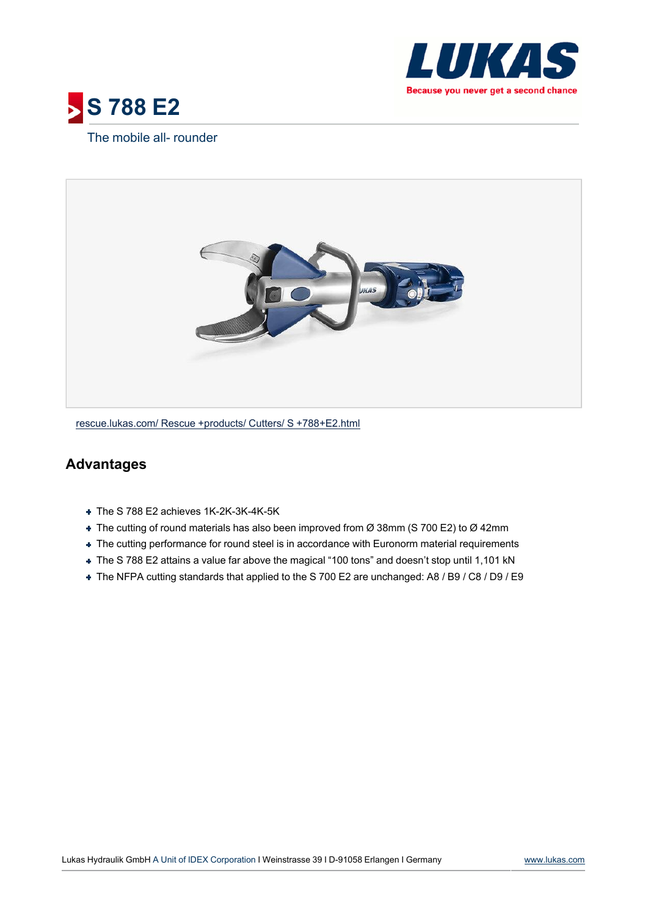# S 788 E2

The mobile all- rounder

rescue.lukas.com/ Rescue +products/ Cutters/ S +788+E2.html

## Advantages

- The S 788 E2 achieves 1K-2K-3K-4K-5K
- The cutting of round materials has also been improved from Ø 38mm (S 700 E2) to Ø 42mm
- The cutting performance for round steel is in accordance with Euronorm material requirements
- The S 788 E2 attains a value far above the magical “100 tons” and doesn’t stop until 1,101 kN
- The NFPA cutting standards that applied to the S 700 E2 are unchanged: A8 / B9 / C8 / D9 / E9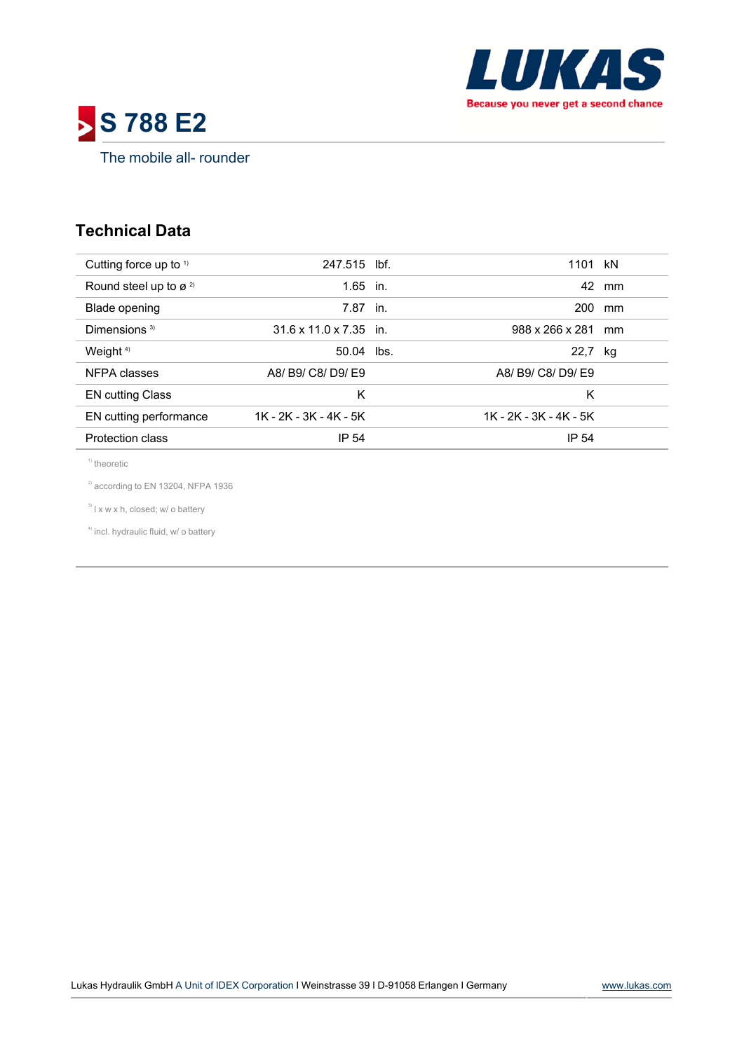# S 788 E2

The mobile all- rounder

## Technical Data

| | | | | |
|---|---|---|---|---|
| Cutting force up to [1] | 247.515 | lbf. | 1101 | kN |
| Round steel up to ø [2] | 1.65 | in. | 42 | mm |
| Blade opening | 7.87 | in. | 200 | mm |
| Dimensions [3] | 31.6 x 11.0 x 7.35 | in. | 988 x 266 x 281 | mm |
| Weight [4] | 50.04 | lbs. | 22,7 | kg |
| NFPA classes | A8/ B9/ C8/ D9/ E9 | | A8/ B9/ C8/ D9/ E9 | |
| EN cutting Class | K | | K | |
| EN cutting performance | 1K - 2K - 3K - 4K - 5K | | 1K - 2K - 3K - 4K - 5K | |
| Protection class | IP 54 | | IP 54 | |

[1] theoretic

[2] according to EN 13204, NFPA 1936

[3] l x w x h, closed; w/ o battery

[4] incl. hydraulic fluid, w/ o battery

Lukas Hydraulik GmbH A Unit of IDEX Corporation I Weinstrasse 39 I D-91058 Erlangen I Germany www.lukas.com